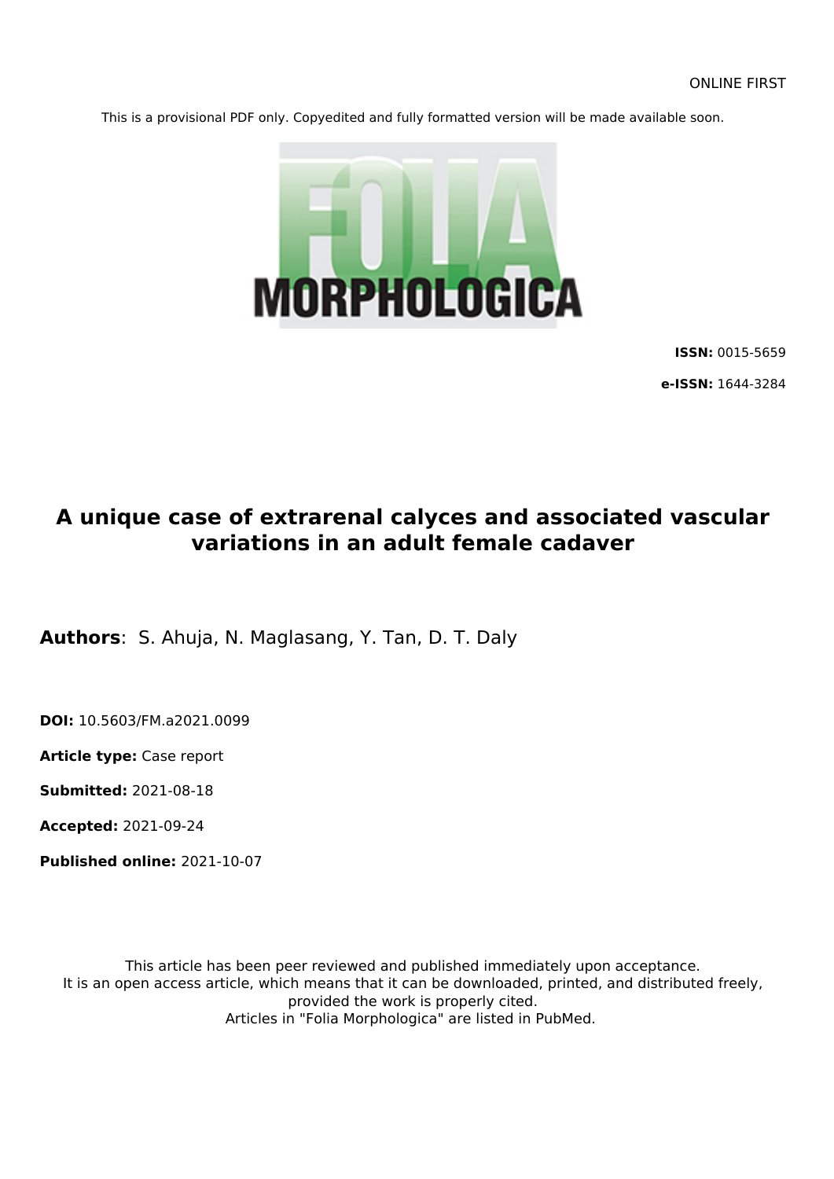ONLINE FIRST

This is a provisional PDF only. Copyedited and fully formatted version will be made available soon.

**ISSN:** 0015-5659

**e-ISSN:** 1644-3284

# A unique case of extrarenal calyces and associated vascular variations in an adult female cadaver

**Authors**: S. Ahuja, N. Maglasang, Y. Tan, D. T. Daly

**DOI:** 10.5603/FM.a2021.0099

**Article type:** Case report

**Submitted:** 2021-08-18

**Accepted:** 2021-09-24

**Published online:** 2021-10-07

This article has been peer reviewed and published immediately upon acceptance.
It is an open access article, which means that it can be downloaded, printed, and distributed freely, provided the work is properly cited.
Articles in "Folia Morphologica" are listed in PubMed.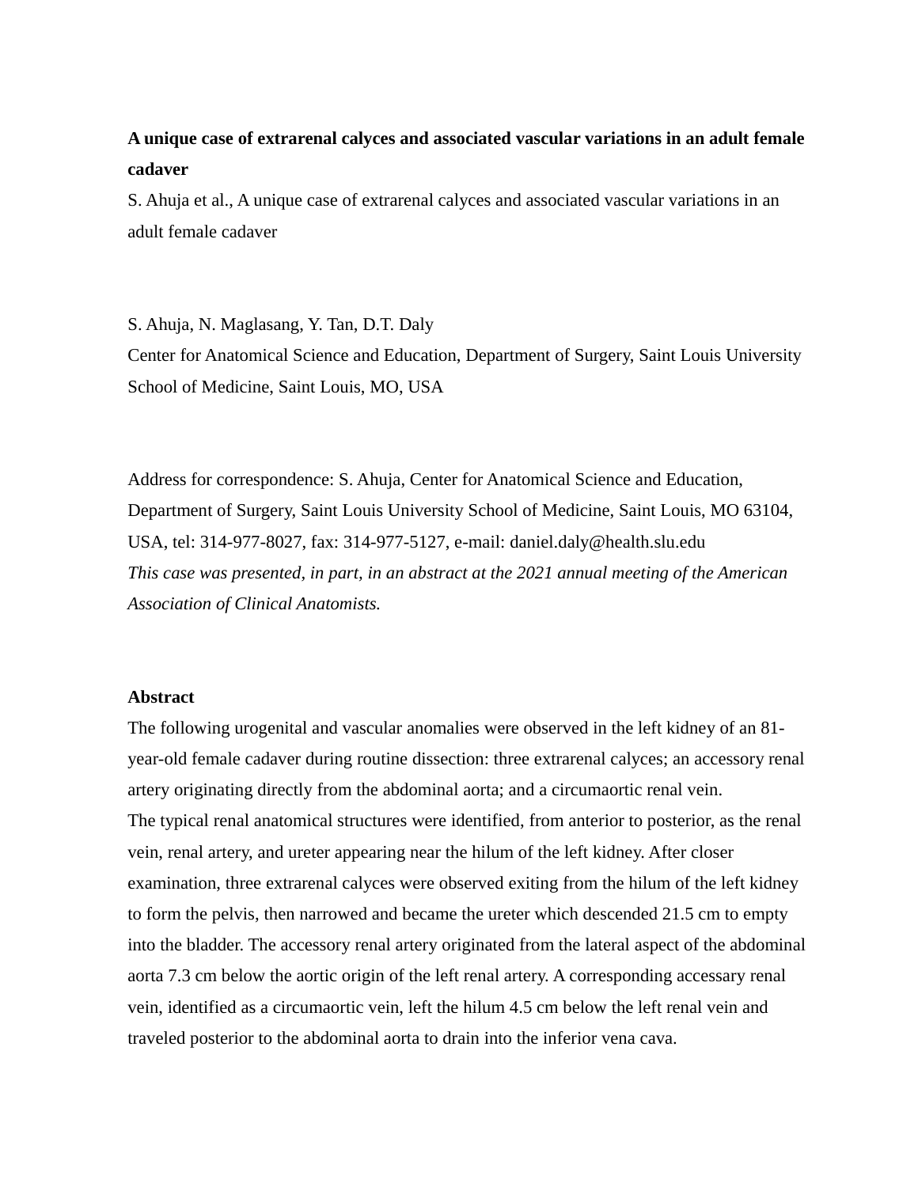**A unique case of extrarenal calyces and associated vascular variations in an adult female cadaver**

S. Ahuja et al., A unique case of extrarenal calyces and associated vascular variations in an adult female cadaver

S. Ahuja, N. Maglasang, Y. Tan, D.T. Daly

Center for Anatomical Science and Education, Department of Surgery, Saint Louis University School of Medicine, Saint Louis, MO, USA

Address for correspondence: S. Ahuja, Center for Anatomical Science and Education, Department of Surgery, Saint Louis University School of Medicine, Saint Louis, MO 63104, USA, tel: 314-977-8027, fax: 314-977-5127, e-mail: daniel.daly@health.slu.edu

*This case was presented, in part, in an abstract at the 2021 annual meeting of the American Association of Clinical Anatomists.*

**Abstract**

The following urogenital and vascular anomalies were observed in the left kidney of an 81-year-old female cadaver during routine dissection: three extrarenal calyces; an accessory renal artery originating directly from the abdominal aorta; and a circumaortic renal vein.

The typical renal anatomical structures were identified, from anterior to posterior, as the renal vein, renal artery, and ureter appearing near the hilum of the left kidney. After closer examination, three extrarenal calyces were observed exiting from the hilum of the left kidney to form the pelvis, then narrowed and became the ureter which descended 21.5 cm to empty into the bladder. The accessory renal artery originated from the lateral aspect of the abdominal aorta 7.3 cm below the aortic origin of the left renal artery. A corresponding accessary renal vein, identified as a circumaortic vein, left the hilum 4.5 cm below the left renal vein and traveled posterior to the abdominal aorta to drain into the inferior vena cava.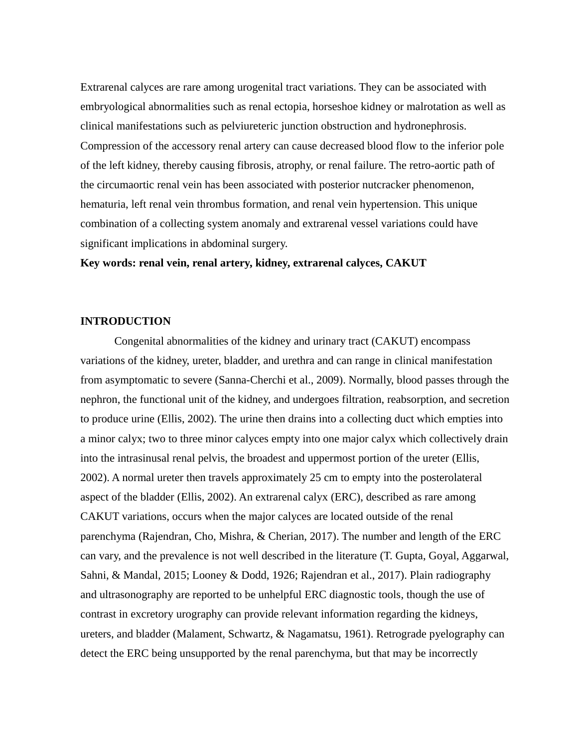Extrarenal calyces are rare among urogenital tract variations. They can be associated with embryological abnormalities such as renal ectopia, horseshoe kidney or malrotation as well as clinical manifestations such as pelviureteric junction obstruction and hydronephrosis. Compression of the accessory renal artery can cause decreased blood flow to the inferior pole of the left kidney, thereby causing fibrosis, atrophy, or renal failure. The retro-aortic path of the circumaortic renal vein has been associated with posterior nutcracker phenomenon, hematuria, left renal vein thrombus formation, and renal vein hypertension. This unique combination of a collecting system anomaly and extrarenal vessel variations could have significant implications in abdominal surgery.

**Key words: renal vein, renal artery, kidney, extrarenal calyces, CAKUT**

## INTRODUCTION

Congenital abnormalities of the kidney and urinary tract (CAKUT) encompass variations of the kidney, ureter, bladder, and urethra and can range in clinical manifestation from asymptomatic to severe (Sanna-Cherchi et al., 2009). Normally, blood passes through the nephron, the functional unit of the kidney, and undergoes filtration, reabsorption, and secretion to produce urine (Ellis, 2002). The urine then drains into a collecting duct which empties into a minor calyx; two to three minor calyces empty into one major calyx which collectively drain into the intrasinusal renal pelvis, the broadest and uppermost portion of the ureter (Ellis, 2002). A normal ureter then travels approximately 25 cm to empty into the posterolateral aspect of the bladder (Ellis, 2002). An extrarenal calyx (ERC), described as rare among CAKUT variations, occurs when the major calyces are located outside of the renal parenchyma (Rajendran, Cho, Mishra, & Cherian, 2017). The number and length of the ERC can vary, and the prevalence is not well described in the literature (T. Gupta, Goyal, Aggarwal, Sahni, & Mandal, 2015; Looney & Dodd, 1926; Rajendran et al., 2017). Plain radiography and ultrasonography are reported to be unhelpful ERC diagnostic tools, though the use of contrast in excretory urography can provide relevant information regarding the kidneys, ureters, and bladder (Malament, Schwartz, & Nagamatsu, 1961). Retrograde pyelography can detect the ERC being unsupported by the renal parenchyma, but that may be incorrectly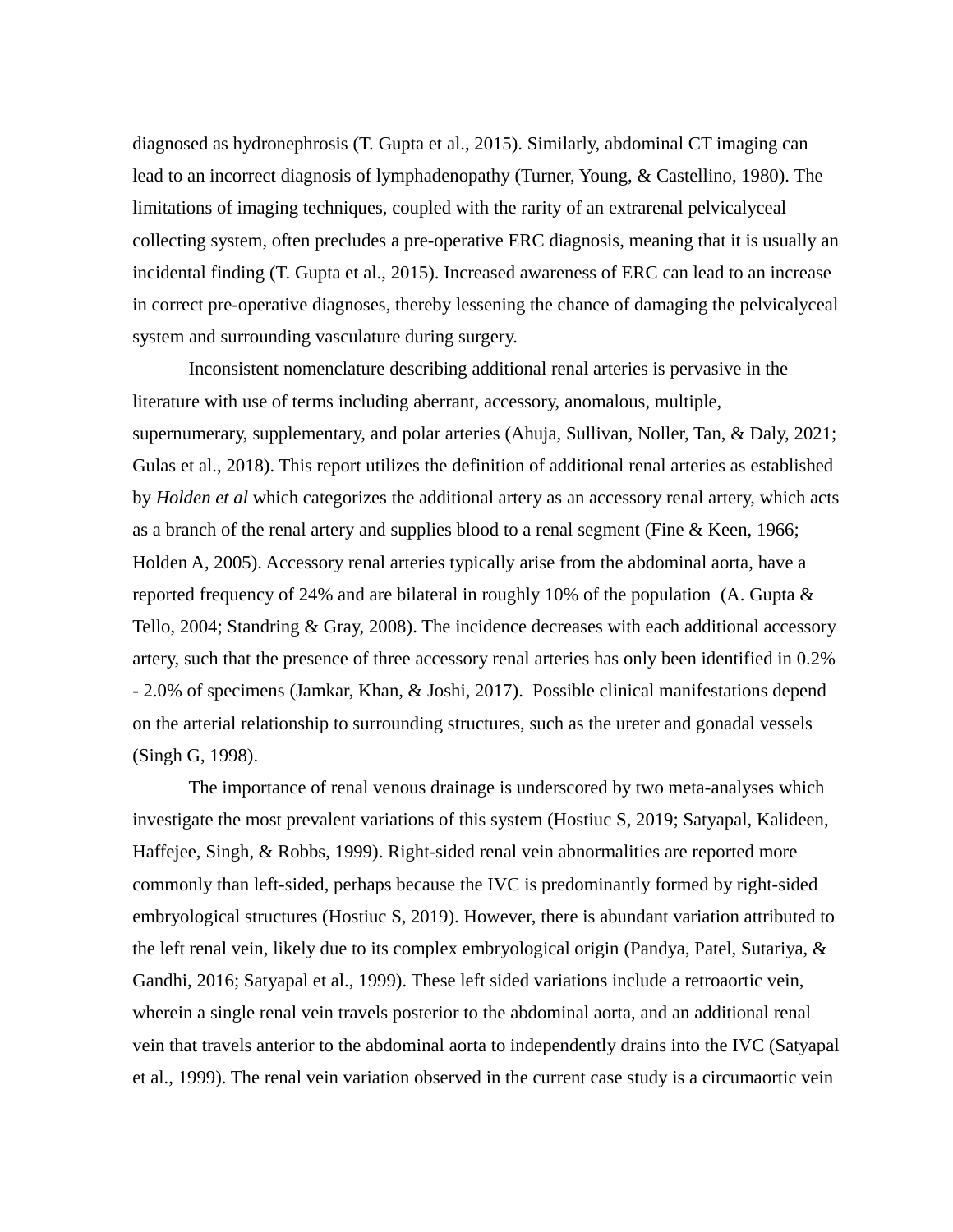diagnosed as hydronephrosis (T. Gupta et al., 2015). Similarly, abdominal CT imaging can lead to an incorrect diagnosis of lymphadenopathy (Turner, Young, & Castellino, 1980). The limitations of imaging techniques, coupled with the rarity of an extrarenal pelvicalyceal collecting system, often precludes a pre-operative ERC diagnosis, meaning that it is usually an incidental finding (T. Gupta et al., 2015). Increased awareness of ERC can lead to an increase in correct pre-operative diagnoses, thereby lessening the chance of damaging the pelvicalyceal system and surrounding vasculature during surgery.

Inconsistent nomenclature describing additional renal arteries is pervasive in the literature with use of terms including aberrant, accessory, anomalous, multiple, supernumerary, supplementary, and polar arteries (Ahuja, Sullivan, Noller, Tan, & Daly, 2021; Gulas et al., 2018). This report utilizes the definition of additional renal arteries as established by *Holden et al* which categorizes the additional artery as an accessory renal artery, which acts as a branch of the renal artery and supplies blood to a renal segment (Fine & Keen, 1966; Holden A, 2005). Accessory renal arteries typically arise from the abdominal aorta, have a reported frequency of 24% and are bilateral in roughly 10% of the population (A. Gupta & Tello, 2004; Standring & Gray, 2008). The incidence decreases with each additional accessory artery, such that the presence of three accessory renal arteries has only been identified in 0.2% - 2.0% of specimens (Jamkar, Khan, & Joshi, 2017). Possible clinical manifestations depend on the arterial relationship to surrounding structures, such as the ureter and gonadal vessels (Singh G, 1998).

The importance of renal venous drainage is underscored by two meta-analyses which investigate the most prevalent variations of this system (Hostiuc S, 2019; Satyapal, Kalideen, Haffejee, Singh, & Robbs, 1999). Right-sided renal vein abnormalities are reported more commonly than left-sided, perhaps because the IVC is predominantly formed by right-sided embryological structures (Hostiuc S, 2019). However, there is abundant variation attributed to the left renal vein, likely due to its complex embryological origin (Pandya, Patel, Sutariya, & Gandhi, 2016; Satyapal et al., 1999). These left sided variations include a retroaortic vein, wherein a single renal vein travels posterior to the abdominal aorta, and an additional renal vein that travels anterior to the abdominal aorta to independently drains into the IVC (Satyapal et al., 1999). The renal vein variation observed in the current case study is a circumaortic vein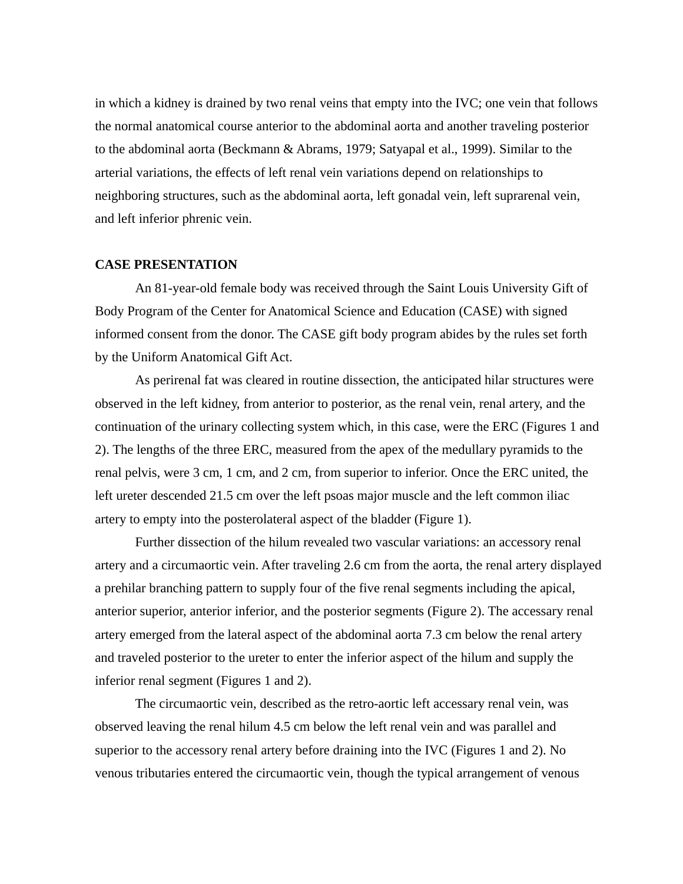in which a kidney is drained by two renal veins that empty into the IVC; one vein that follows the normal anatomical course anterior to the abdominal aorta and another traveling posterior to the abdominal aorta (Beckmann & Abrams, 1979; Satyapal et al., 1999). Similar to the arterial variations, the effects of left renal vein variations depend on relationships to neighboring structures, such as the abdominal aorta, left gonadal vein, left suprarenal vein, and left inferior phrenic vein.

## CASE PRESENTATION

An 81-year-old female body was received through the Saint Louis University Gift of Body Program of the Center for Anatomical Science and Education (CASE) with signed informed consent from the donor. The CASE gift body program abides by the rules set forth by the Uniform Anatomical Gift Act.

As perirenal fat was cleared in routine dissection, the anticipated hilar structures were observed in the left kidney, from anterior to posterior, as the renal vein, renal artery, and the continuation of the urinary collecting system which, in this case, were the ERC (Figures 1 and 2). The lengths of the three ERC, measured from the apex of the medullary pyramids to the renal pelvis, were 3 cm, 1 cm, and 2 cm, from superior to inferior. Once the ERC united, the left ureter descended 21.5 cm over the left psoas major muscle and the left common iliac artery to empty into the posterolateral aspect of the bladder (Figure 1).

Further dissection of the hilum revealed two vascular variations: an accessory renal artery and a circumaortic vein. After traveling 2.6 cm from the aorta, the renal artery displayed a prehilar branching pattern to supply four of the five renal segments including the apical, anterior superior, anterior inferior, and the posterior segments (Figure 2). The accessary renal artery emerged from the lateral aspect of the abdominal aorta 7.3 cm below the renal artery and traveled posterior to the ureter to enter the inferior aspect of the hilum and supply the inferior renal segment (Figures 1 and 2).

The circumaortic vein, described as the retro-aortic left accessary renal vein, was observed leaving the renal hilum 4.5 cm below the left renal vein and was parallel and superior to the accessory renal artery before draining into the IVC (Figures 1 and 2). No venous tributaries entered the circumaortic vein, though the typical arrangement of venous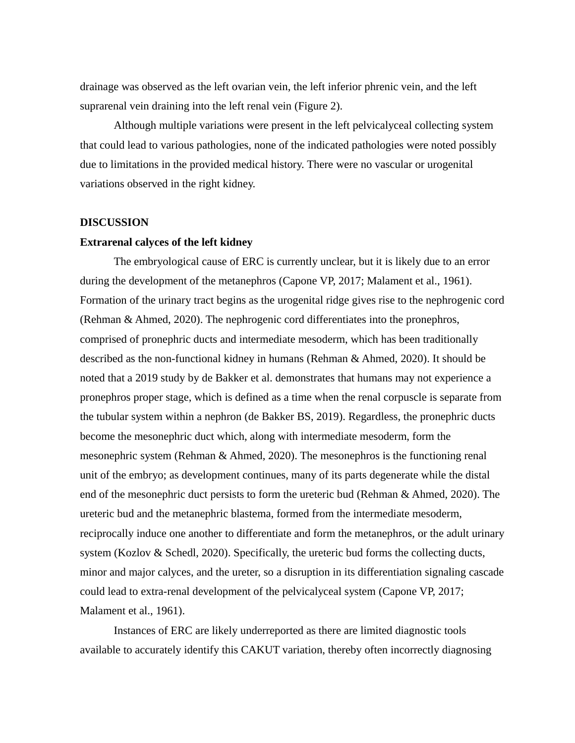drainage was observed as the left ovarian vein, the left inferior phrenic vein, and the left suprarenal vein draining into the left renal vein (Figure 2).

Although multiple variations were present in the left pelvicalyceal collecting system that could lead to various pathologies, none of the indicated pathologies were noted possibly due to limitations in the provided medical history. There were no vascular or urogenital variations observed in the right kidney.

## DISCUSSION

### Extrarenal calyces of the left kidney

The embryological cause of ERC is currently unclear, but it is likely due to an error during the development of the metanephros (Capone VP, 2017; Malament et al., 1961). Formation of the urinary tract begins as the urogenital ridge gives rise to the nephrogenic cord (Rehman & Ahmed, 2020). The nephrogenic cord differentiates into the pronephros, comprised of pronephric ducts and intermediate mesoderm, which has been traditionally described as the non-functional kidney in humans (Rehman & Ahmed, 2020). It should be noted that a 2019 study by de Bakker et al. demonstrates that humans may not experience a pronephros proper stage, which is defined as a time when the renal corpuscle is separate from the tubular system within a nephron (de Bakker BS, 2019). Regardless, the pronephric ducts become the mesonephric duct which, along with intermediate mesoderm, form the mesonephric system (Rehman & Ahmed, 2020). The mesonephros is the functioning renal unit of the embryo; as development continues, many of its parts degenerate while the distal end of the mesonephric duct persists to form the ureteric bud (Rehman & Ahmed, 2020). The ureteric bud and the metanephric blastema, formed from the intermediate mesoderm, reciprocally induce one another to differentiate and form the metanephros, or the adult urinary system (Kozlov & Schedl, 2020). Specifically, the ureteric bud forms the collecting ducts, minor and major calyces, and the ureter, so a disruption in its differentiation signaling cascade could lead to extra-renal development of the pelvicalyceal system (Capone VP, 2017; Malament et al., 1961).

Instances of ERC are likely underreported as there are limited diagnostic tools available to accurately identify this CAKUT variation, thereby often incorrectly diagnosing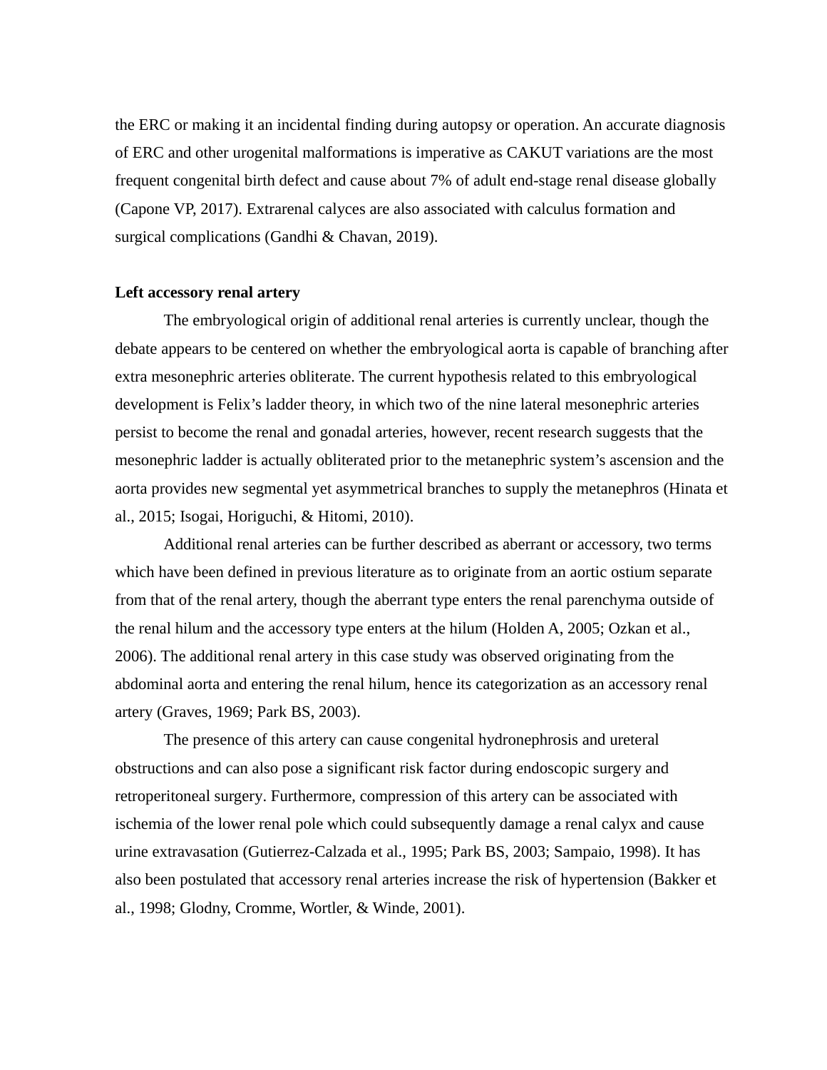the ERC or making it an incidental finding during autopsy or operation. An accurate diagnosis of ERC and other urogenital malformations is imperative as CAKUT variations are the most frequent congenital birth defect and cause about 7% of adult end-stage renal disease globally (Capone VP, 2017). Extrarenal calyces are also associated with calculus formation and surgical complications (Gandhi & Chavan, 2019).

**Left accessory renal artery**

The embryological origin of additional renal arteries is currently unclear, though the debate appears to be centered on whether the embryological aorta is capable of branching after extra mesonephric arteries obliterate. The current hypothesis related to this embryological development is Felix's ladder theory, in which two of the nine lateral mesonephric arteries persist to become the renal and gonadal arteries, however, recent research suggests that the mesonephric ladder is actually obliterated prior to the metanephric system's ascension and the aorta provides new segmental yet asymmetrical branches to supply the metanephros (Hinata et al., 2015; Isogai, Horiguchi, & Hitomi, 2010).

Additional renal arteries can be further described as aberrant or accessory, two terms which have been defined in previous literature as to originate from an aortic ostium separate from that of the renal artery, though the aberrant type enters the renal parenchyma outside of the renal hilum and the accessory type enters at the hilum (Holden A, 2005; Ozkan et al., 2006). The additional renal artery in this case study was observed originating from the abdominal aorta and entering the renal hilum, hence its categorization as an accessory renal artery (Graves, 1969; Park BS, 2003).

The presence of this artery can cause congenital hydronephrosis and ureteral obstructions and can also pose a significant risk factor during endoscopic surgery and retroperitoneal surgery. Furthermore, compression of this artery can be associated with ischemia of the lower renal pole which could subsequently damage a renal calyx and cause urine extravasation (Gutierrez-Calzada et al., 1995; Park BS, 2003; Sampaio, 1998). It has also been postulated that accessory renal arteries increase the risk of hypertension (Bakker et al., 1998; Glodny, Cromme, Wortler, & Winde, 2001).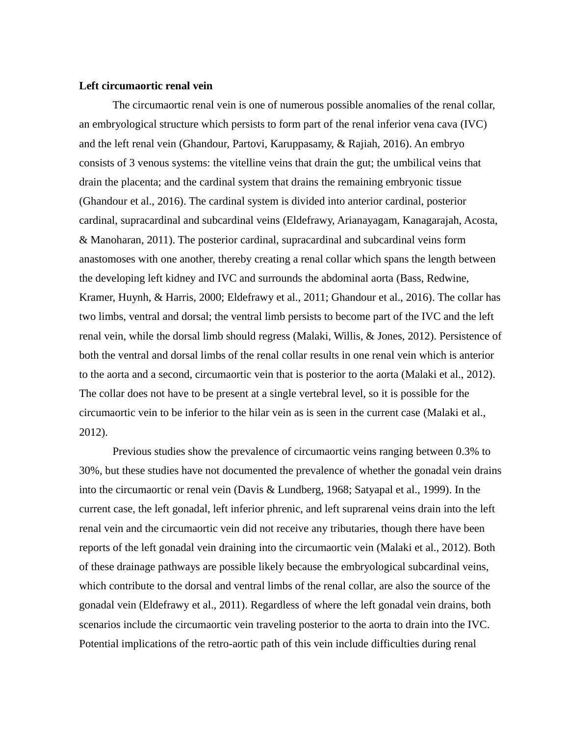**Left circumaortic renal vein**

The circumaortic renal vein is one of numerous possible anomalies of the renal collar, an embryological structure which persists to form part of the renal inferior vena cava (IVC) and the left renal vein (Ghandour, Partovi, Karuppasamy, & Rajiah, 2016). An embryo consists of 3 venous systems: the vitelline veins that drain the gut; the umbilical veins that drain the placenta; and the cardinal system that drains the remaining embryonic tissue (Ghandour et al., 2016). The cardinal system is divided into anterior cardinal, posterior cardinal, supracardinal and subcardinal veins (Eldefrawy, Arianayagam, Kanagarajah, Acosta, & Manoharan, 2011). The posterior cardinal, supracardinal and subcardinal veins form anastomoses with one another, thereby creating a renal collar which spans the length between the developing left kidney and IVC and surrounds the abdominal aorta (Bass, Redwine, Kramer, Huynh, & Harris, 2000; Eldefrawy et al., 2011; Ghandour et al., 2016). The collar has two limbs, ventral and dorsal; the ventral limb persists to become part of the IVC and the left renal vein, while the dorsal limb should regress (Malaki, Willis, & Jones, 2012). Persistence of both the ventral and dorsal limbs of the renal collar results in one renal vein which is anterior to the aorta and a second, circumaortic vein that is posterior to the aorta (Malaki et al., 2012). The collar does not have to be present at a single vertebral level, so it is possible for the circumaortic vein to be inferior to the hilar vein as is seen in the current case (Malaki et al., 2012).

Previous studies show the prevalence of circumaortic veins ranging between 0.3% to 30%, but these studies have not documented the prevalence of whether the gonadal vein drains into the circumaortic or renal vein (Davis & Lundberg, 1968; Satyapal et al., 1999). In the current case, the left gonadal, left inferior phrenic, and left suprarenal veins drain into the left renal vein and the circumaortic vein did not receive any tributaries, though there have been reports of the left gonadal vein draining into the circumaortic vein (Malaki et al., 2012). Both of these drainage pathways are possible likely because the embryological subcardinal veins, which contribute to the dorsal and ventral limbs of the renal collar, are also the source of the gonadal vein (Eldefrawy et al., 2011). Regardless of where the left gonadal vein drains, both scenarios include the circumaortic vein traveling posterior to the aorta to drain into the IVC. Potential implications of the retro-aortic path of this vein include difficulties during renal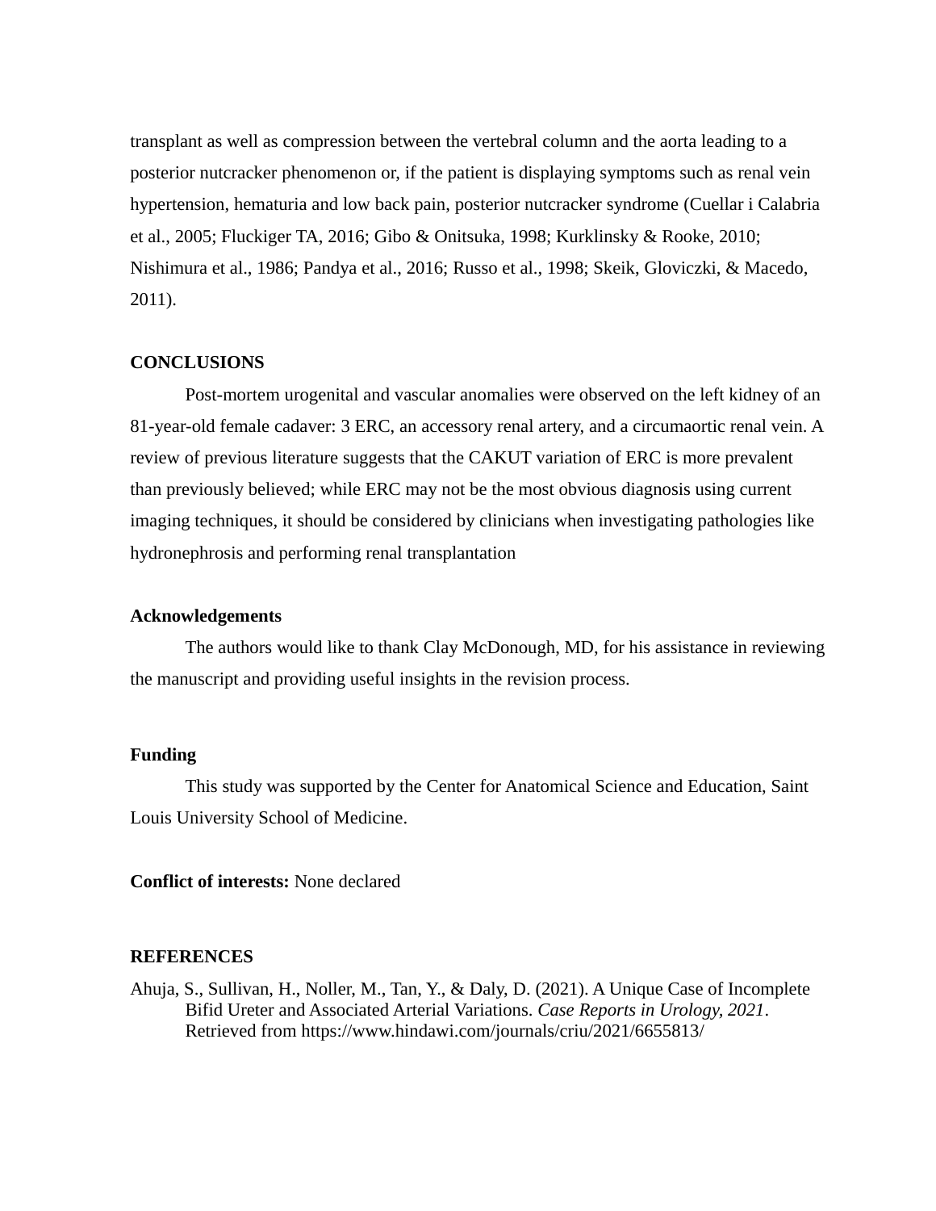transplant as well as compression between the vertebral column and the aorta leading to a posterior nutcracker phenomenon or, if the patient is displaying symptoms such as renal vein hypertension, hematuria and low back pain, posterior nutcracker syndrome (Cuellar i Calabria et al., 2005; Fluckiger TA, 2016; Gibo & Onitsuka, 1998; Kurklinsky & Rooke, 2010; Nishimura et al., 1986; Pandya et al., 2016; Russo et al., 1998; Skeik, Gloviczki, & Macedo, 2011).

**CONCLUSIONS**

Post-mortem urogenital and vascular anomalies were observed on the left kidney of an 81-year-old female cadaver: 3 ERC, an accessory renal artery, and a circumaortic renal vein. A review of previous literature suggests that the CAKUT variation of ERC is more prevalent than previously believed; while ERC may not be the most obvious diagnosis using current imaging techniques, it should be considered by clinicians when investigating pathologies like hydronephrosis and performing renal transplantation

**Acknowledgements**

The authors would like to thank Clay McDonough, MD, for his assistance in reviewing the manuscript and providing useful insights in the revision process.

**Funding**

This study was supported by the Center for Anatomical Science and Education, Saint Louis University School of Medicine.

**Conflict of interests:** None declared

**REFERENCES**

Ahuja, S., Sullivan, H., Noller, M., Tan, Y., & Daly, D. (2021). A Unique Case of Incomplete Bifid Ureter and Associated Arterial Variations. *Case Reports in Urology, 2021*. Retrieved from https://www.hindawi.com/journals/criu/2021/6655813/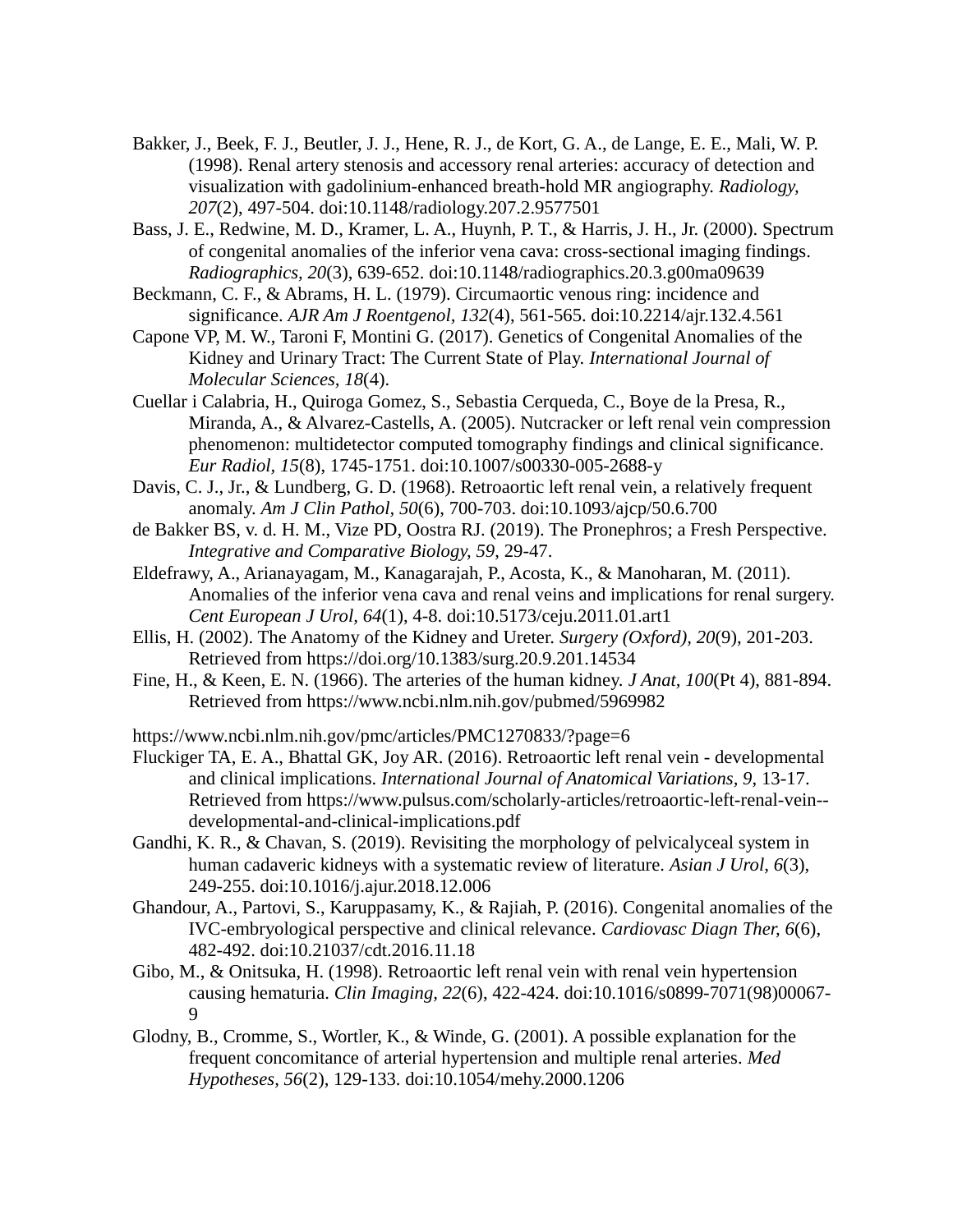Bakker, J., Beek, F. J., Beutler, J. J., Hene, R. J., de Kort, G. A., de Lange, E. E., Mali, W. P. (1998). Renal artery stenosis and accessory renal arteries: accuracy of detection and visualization with gadolinium-enhanced breath-hold MR angiography. *Radiology, 207*(2), 497-504. doi:10.1148/radiology.207.2.9577501

Bass, J. E., Redwine, M. D., Kramer, L. A., Huynh, P. T., & Harris, J. H., Jr. (2000). Spectrum of congenital anomalies of the inferior vena cava: cross-sectional imaging findings. *Radiographics, 20*(3), 639-652. doi:10.1148/radiographics.20.3.g00ma09639

Beckmann, C. F., & Abrams, H. L. (1979). Circumaortic venous ring: incidence and significance. *AJR Am J Roentgenol, 132*(4), 561-565. doi:10.2214/ajr.132.4.561

Capone VP, M. W., Taroni F, Montini G. (2017). Genetics of Congenital Anomalies of the Kidney and Urinary Tract: The Current State of Play. *International Journal of Molecular Sciences, 18*(4).

Cuellar i Calabria, H., Quiroga Gomez, S., Sebastia Cerqueda, C., Boye de la Presa, R., Miranda, A., & Alvarez-Castells, A. (2005). Nutcracker or left renal vein compression phenomenon: multidetector computed tomography findings and clinical significance. *Eur Radiol, 15*(8), 1745-1751. doi:10.1007/s00330-005-2688-y

Davis, C. J., Jr., & Lundberg, G. D. (1968). Retroaortic left renal vein, a relatively frequent anomaly. *Am J Clin Pathol, 50*(6), 700-703. doi:10.1093/ajcp/50.6.700

de Bakker BS, v. d. H. M., Vize PD, Oostra RJ. (2019). The Pronephros; a Fresh Perspective. *Integrative and Comparative Biology, 59*, 29-47.

Eldefrawy, A., Arianayagam, M., Kanagarajah, P., Acosta, K., & Manoharan, M. (2011). Anomalies of the inferior vena cava and renal veins and implications for renal surgery. *Cent European J Urol, 64*(1), 4-8. doi:10.5173/ceju.2011.01.art1

Ellis, H. (2002). The Anatomy of the Kidney and Ureter. *Surgery (Oxford), 20*(9), 201-203. Retrieved from https://doi.org/10.1383/surg.20.9.201.14534

Fine, H., & Keen, E. N. (1966). The arteries of the human kidney. *J Anat, 100*(Pt 4), 881-894. Retrieved from https://www.ncbi.nlm.nih.gov/pubmed/5969982

https://www.ncbi.nlm.nih.gov/pmc/articles/PMC1270833/?page=6

Fluckiger TA, E. A., Bhattal GK, Joy AR. (2016). Retroaortic left renal vein - developmental and clinical implications. *International Journal of Anatomical Variations, 9*, 13-17. Retrieved from https://www.pulsus.com/scholarly-articles/retroaortic-left-renal-vein--developmental-and-clinical-implications.pdf

Gandhi, K. R., & Chavan, S. (2019). Revisiting the morphology of pelvicalyceal system in human cadaveric kidneys with a systematic review of literature. *Asian J Urol, 6*(3), 249-255. doi:10.1016/j.ajur.2018.12.006

Ghandour, A., Partovi, S., Karuppasamy, K., & Rajiah, P. (2016). Congenital anomalies of the IVC-embryological perspective and clinical relevance. *Cardiovasc Diagn Ther, 6*(6), 482-492. doi:10.21037/cdt.2016.11.18

Gibo, M., & Onitsuka, H. (1998). Retroaortic left renal vein with renal vein hypertension causing hematuria. *Clin Imaging, 22*(6), 422-424. doi:10.1016/s0899-7071(98)00067-9

Glodny, B., Cromme, S., Wortler, K., & Winde, G. (2001). A possible explanation for the frequent concomitance of arterial hypertension and multiple renal arteries. *Med Hypotheses, 56*(2), 129-133. doi:10.1054/mehy.2000.1206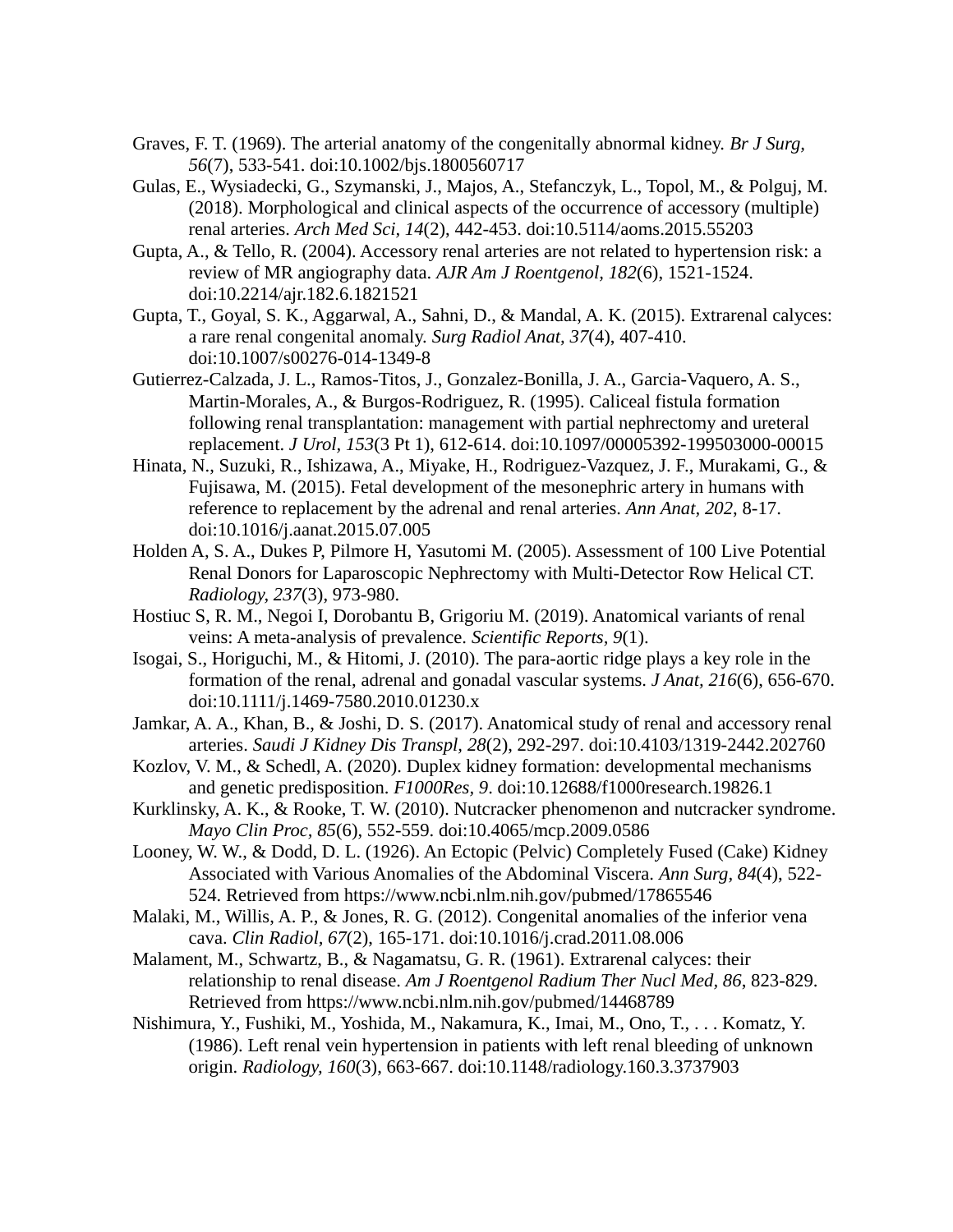Graves, F. T. (1969). The arterial anatomy of the congenitally abnormal kidney. *Br J Surg, 56*(7), 533-541. doi:10.1002/bjs.1800560717

Gulas, E., Wysiadecki, G., Szymanski, J., Majos, A., Stefanczyk, L., Topol, M., & Polguj, M. (2018). Morphological and clinical aspects of the occurrence of accessory (multiple) renal arteries. *Arch Med Sci, 14*(2), 442-453. doi:10.5114/aoms.2015.55203

Gupta, A., & Tello, R. (2004). Accessory renal arteries are not related to hypertension risk: a review of MR angiography data. *AJR Am J Roentgenol, 182*(6), 1521-1524. doi:10.2214/ajr.182.6.1821521

Gupta, T., Goyal, S. K., Aggarwal, A., Sahni, D., & Mandal, A. K. (2015). Extrarenal calyces: a rare renal congenital anomaly. *Surg Radiol Anat, 37*(4), 407-410. doi:10.1007/s00276-014-1349-8

Gutierrez-Calzada, J. L., Ramos-Titos, J., Gonzalez-Bonilla, J. A., Garcia-Vaquero, A. S., Martin-Morales, A., & Burgos-Rodriguez, R. (1995). Caliceal fistula formation following renal transplantation: management with partial nephrectomy and ureteral replacement. *J Urol, 153*(3 Pt 1), 612-614. doi:10.1097/00005392-199503000-00015

Hinata, N., Suzuki, R., Ishizawa, A., Miyake, H., Rodriguez-Vazquez, J. F., Murakami, G., & Fujisawa, M. (2015). Fetal development of the mesonephric artery in humans with reference to replacement by the adrenal and renal arteries. *Ann Anat, 202*, 8-17. doi:10.1016/j.aanat.2015.07.005

Holden A, S. A., Dukes P, Pilmore H, Yasutomi M. (2005). Assessment of 100 Live Potential Renal Donors for Laparoscopic Nephrectomy with Multi-Detector Row Helical CT. *Radiology, 237*(3), 973-980.

Hostiuc S, R. M., Negoi I, Dorobantu B, Grigoriu M. (2019). Anatomical variants of renal veins: A meta-analysis of prevalence. *Scientific Reports, 9*(1).

Isogai, S., Horiguchi, M., & Hitomi, J. (2010). The para-aortic ridge plays a key role in the formation of the renal, adrenal and gonadal vascular systems. *J Anat, 216*(6), 656-670. doi:10.1111/j.1469-7580.2010.01230.x

Jamkar, A. A., Khan, B., & Joshi, D. S. (2017). Anatomical study of renal and accessory renal arteries. *Saudi J Kidney Dis Transpl, 28*(2), 292-297. doi:10.4103/1319-2442.202760

Kozlov, V. M., & Schedl, A. (2020). Duplex kidney formation: developmental mechanisms and genetic predisposition. *F1000Res, 9*. doi:10.12688/f1000research.19826.1

Kurklinsky, A. K., & Rooke, T. W. (2010). Nutcracker phenomenon and nutcracker syndrome. *Mayo Clin Proc, 85*(6), 552-559. doi:10.4065/mcp.2009.0586

Looney, W. W., & Dodd, D. L. (1926). An Ectopic (Pelvic) Completely Fused (Cake) Kidney Associated with Various Anomalies of the Abdominal Viscera. *Ann Surg, 84*(4), 522-524. Retrieved from https://www.ncbi.nlm.nih.gov/pubmed/17865546

Malaki, M., Willis, A. P., & Jones, R. G. (2012). Congenital anomalies of the inferior vena cava. *Clin Radiol, 67*(2), 165-171. doi:10.1016/j.crad.2011.08.006

Malament, M., Schwartz, B., & Nagamatsu, G. R. (1961). Extrarenal calyces: their relationship to renal disease. *Am J Roentgenol Radium Ther Nucl Med, 86*, 823-829. Retrieved from https://www.ncbi.nlm.nih.gov/pubmed/14468789

Nishimura, Y., Fushiki, M., Yoshida, M., Nakamura, K., Imai, M., Ono, T., . . . Komatz, Y. (1986). Left renal vein hypertension in patients with left renal bleeding of unknown origin. *Radiology, 160*(3), 663-667. doi:10.1148/radiology.160.3.3737903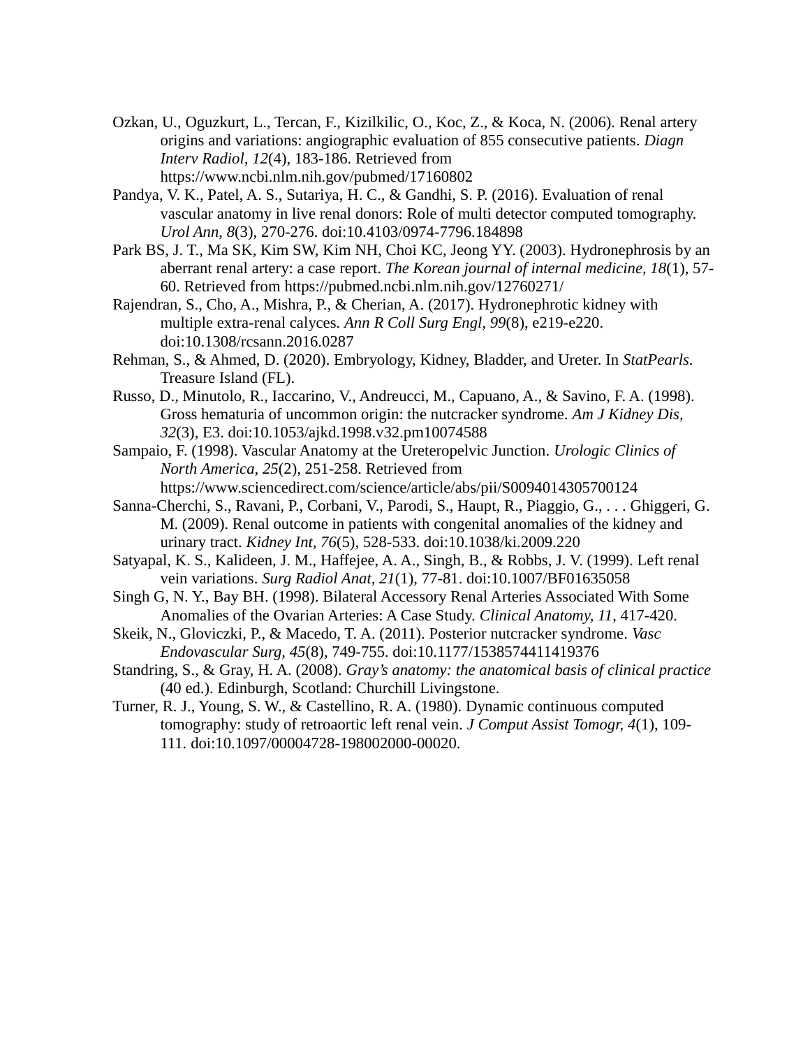Ozkan, U., Oguzkurt, L., Tercan, F., Kizilkilic, O., Koc, Z., & Koca, N. (2006). Renal artery origins and variations: angiographic evaluation of 855 consecutive patients. *Diagn Interv Radiol, 12*(4), 183-186. Retrieved from https://www.ncbi.nlm.nih.gov/pubmed/17160802

Pandya, V. K., Patel, A. S., Sutariya, H. C., & Gandhi, S. P. (2016). Evaluation of renal vascular anatomy in live renal donors: Role of multi detector computed tomography. *Urol Ann, 8*(3), 270-276. doi:10.4103/0974-7796.184898

Park BS, J. T., Ma SK, Kim SW, Kim NH, Choi KC, Jeong YY. (2003). Hydronephrosis by an aberrant renal artery: a case report. *The Korean journal of internal medicine, 18*(1), 57-60. Retrieved from https://pubmed.ncbi.nlm.nih.gov/12760271/

Rajendran, S., Cho, A., Mishra, P., & Cherian, A. (2017). Hydronephrotic kidney with multiple extra-renal calyces. *Ann R Coll Surg Engl, 99*(8), e219-e220. doi:10.1308/rcsann.2016.0287

Rehman, S., & Ahmed, D. (2020). Embryology, Kidney, Bladder, and Ureter. In *StatPearls*. Treasure Island (FL).

Russo, D., Minutolo, R., Iaccarino, V., Andreucci, M., Capuano, A., & Savino, F. A. (1998). Gross hematuria of uncommon origin: the nutcracker syndrome. *Am J Kidney Dis, 32*(3), E3. doi:10.1053/ajkd.1998.v32.pm10074588

Sampaio, F. (1998). Vascular Anatomy at the Ureteropelvic Junction. *Urologic Clinics of North America, 25*(2), 251-258. Retrieved from https://www.sciencedirect.com/science/article/abs/pii/S0094014305700124

Sanna-Cherchi, S., Ravani, P., Corbani, V., Parodi, S., Haupt, R., Piaggio, G., . . . Ghiggeri, G. M. (2009). Renal outcome in patients with congenital anomalies of the kidney and urinary tract. *Kidney Int, 76*(5), 528-533. doi:10.1038/ki.2009.220

Satyapal, K. S., Kalideen, J. M., Haffejee, A. A., Singh, B., & Robbs, J. V. (1999). Left renal vein variations. *Surg Radiol Anat, 21*(1), 77-81. doi:10.1007/BF01635058

Singh G, N. Y., Bay BH. (1998). Bilateral Accessory Renal Arteries Associated With Some Anomalies of the Ovarian Arteries: A Case Study. *Clinical Anatomy, 11*, 417-420.

Skeik, N., Gloviczki, P., & Macedo, T. A. (2011). Posterior nutcracker syndrome. *Vasc Endovascular Surg, 45*(8), 749-755. doi:10.1177/1538574411419376

Standring, S., & Gray, H. A. (2008). *Gray's anatomy: the anatomical basis of clinical practice* (40 ed.). Edinburgh, Scotland: Churchill Livingstone.

Turner, R. J., Young, S. W., & Castellino, R. A. (1980). Dynamic continuous computed tomography: study of retroaortic left renal vein. *J Comput Assist Tomogr, 4*(1), 109-111. doi:10.1097/00004728-198002000-00020.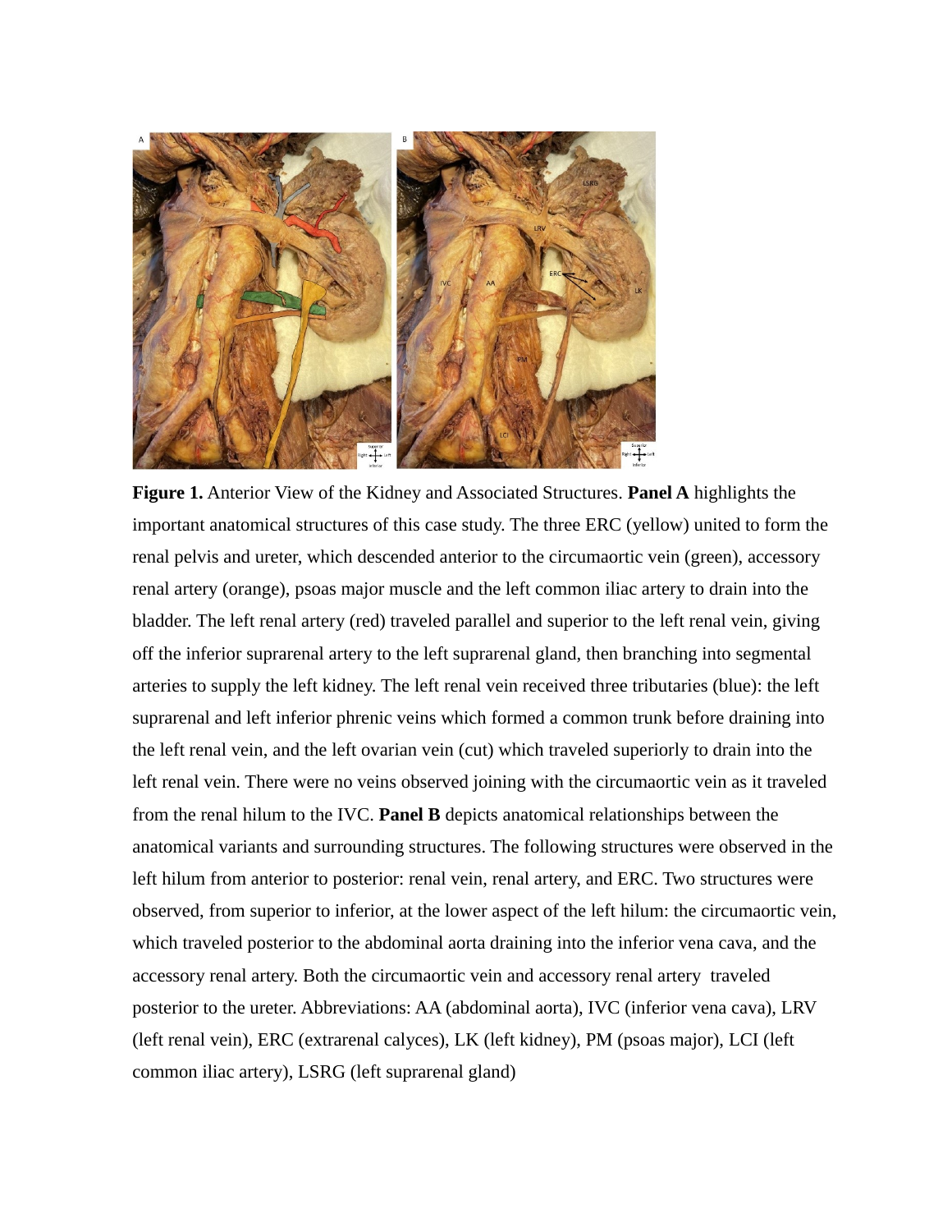**Figure 1.** Anterior View of the Kidney and Associated Structures. **Panel A** highlights the important anatomical structures of this case study. The three ERC (yellow) united to form the renal pelvis and ureter, which descended anterior to the circumaortic vein (green), accessory renal artery (orange), psoas major muscle and the left common iliac artery to drain into the bladder. The left renal artery (red) traveled parallel and superior to the left renal vein, giving off the inferior suprarenal artery to the left suprarenal gland, then branching into segmental arteries to supply the left kidney. The left renal vein received three tributaries (blue): the left suprarenal and left inferior phrenic veins which formed a common trunk before draining into the left renal vein, and the left ovarian vein (cut) which traveled superiorly to drain into the left renal vein. There were no veins observed joining with the circumaortic vein as it traveled from the renal hilum to the IVC. **Panel B** depicts anatomical relationships between the anatomical variants and surrounding structures. The following structures were observed in the left hilum from anterior to posterior: renal vein, renal artery, and ERC. Two structures were observed, from superior to inferior, at the lower aspect of the left hilum: the circumaortic vein, which traveled posterior to the abdominal aorta draining into the inferior vena cava, and the accessory renal artery. Both the circumaortic vein and accessory renal artery traveled posterior to the ureter. Abbreviations: AA (abdominal aorta), IVC (inferior vena cava), LRV (left renal vein), ERC (extrarenal calyces), LK (left kidney), PM (psoas major), LCI (left common iliac artery), LSRG (left suprarenal gland)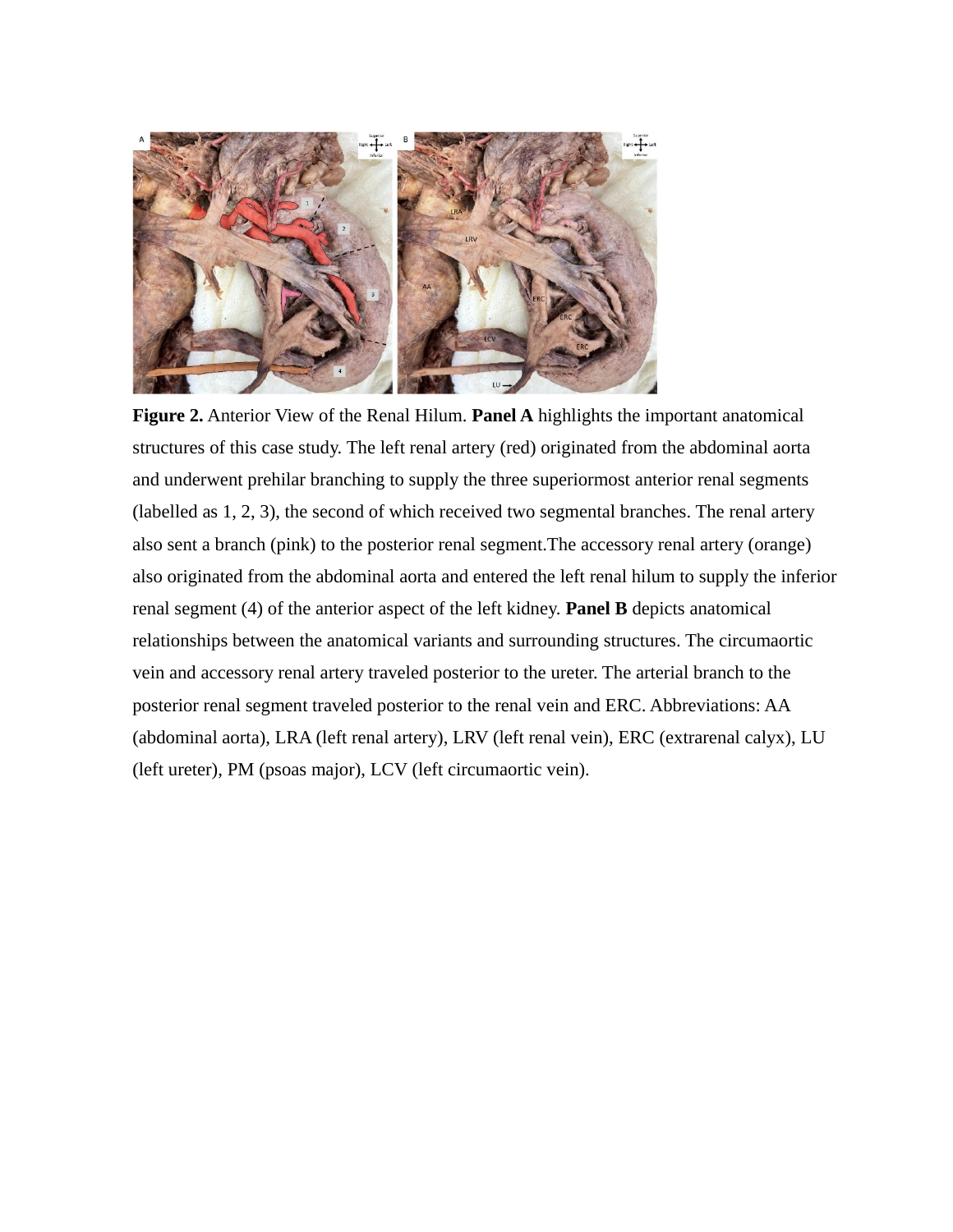**Figure 2.** Anterior View of the Renal Hilum. **Panel A** highlights the important anatomical structures of this case study. The left renal artery (red) originated from the abdominal aorta and underwent prehilar branching to supply the three superiormost anterior renal segments (labelled as 1, 2, 3), the second of which received two segmental branches. The renal artery also sent a branch (pink) to the posterior renal segment.The accessory renal artery (orange) also originated from the abdominal aorta and entered the left renal hilum to supply the inferior renal segment (4) of the anterior aspect of the left kidney. **Panel B** depicts anatomical relationships between the anatomical variants and surrounding structures. The circumaortic vein and accessory renal artery traveled posterior to the ureter. The arterial branch to the posterior renal segment traveled posterior to the renal vein and ERC. Abbreviations: AA (abdominal aorta), LRA (left renal artery), LRV (left renal vein), ERC (extrarenal calyx), LU (left ureter), PM (psoas major), LCV (left circumaortic vein).